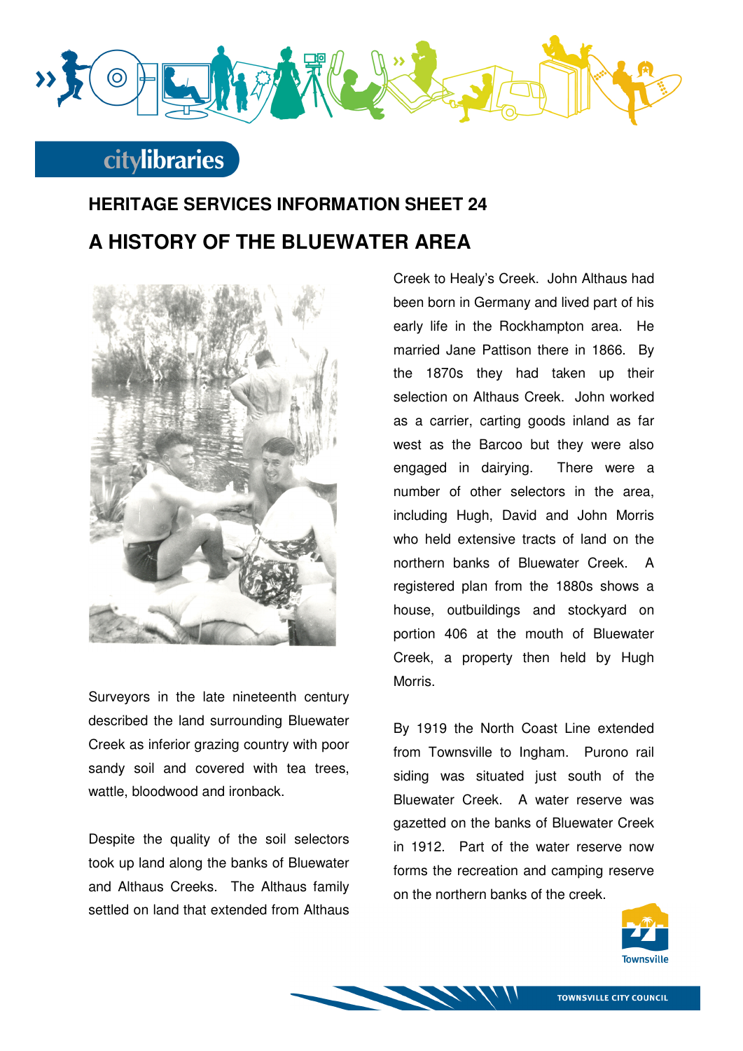## HERITAGE SERVICES INFORMATION SHEET 24

# A HISTORY OF THE BLUEWATER AREA

Surveyors in the late nineteenth century described the land surrounding Bluewater Creek as inferior grazing country with poor sandy soil and covered with tea trees, wattle, bloodwood and ironback.

Despite the quality of the soil selectors took up land along the banks of Bluewater and Althaus Creeks. The Althaus family settled on land that extended from Althaus Creek to Healy's Creek. John Althaus had been born in Germany and lived part of his early life in the Rockhampton area. He married Jane Pattison there in 1866. By the 1870s they had taken up their selection on Althaus Creek. John worked as a carrier, carting goods inland as far west as the Barcoo but they were also engaged in dairying. There were a number of other selectors in the area, including Hugh, David and John Morris who held extensive tracts of land on the northern banks of Bluewater Creek. A registered plan from the 1880s shows a house, outbuildings and stockyard on portion 406 at the mouth of Bluewater Creek, a property then held by Hugh Morris.

By 1919 the North Coast Line extended from Townsville to Ingham. Purono rail siding was situated just south of the Bluewater Creek. A water reserve was gazetted on the banks of Bluewater Creek in 1912. Part of the water reserve now forms the recreation and camping reserve on the northern banks of the creek.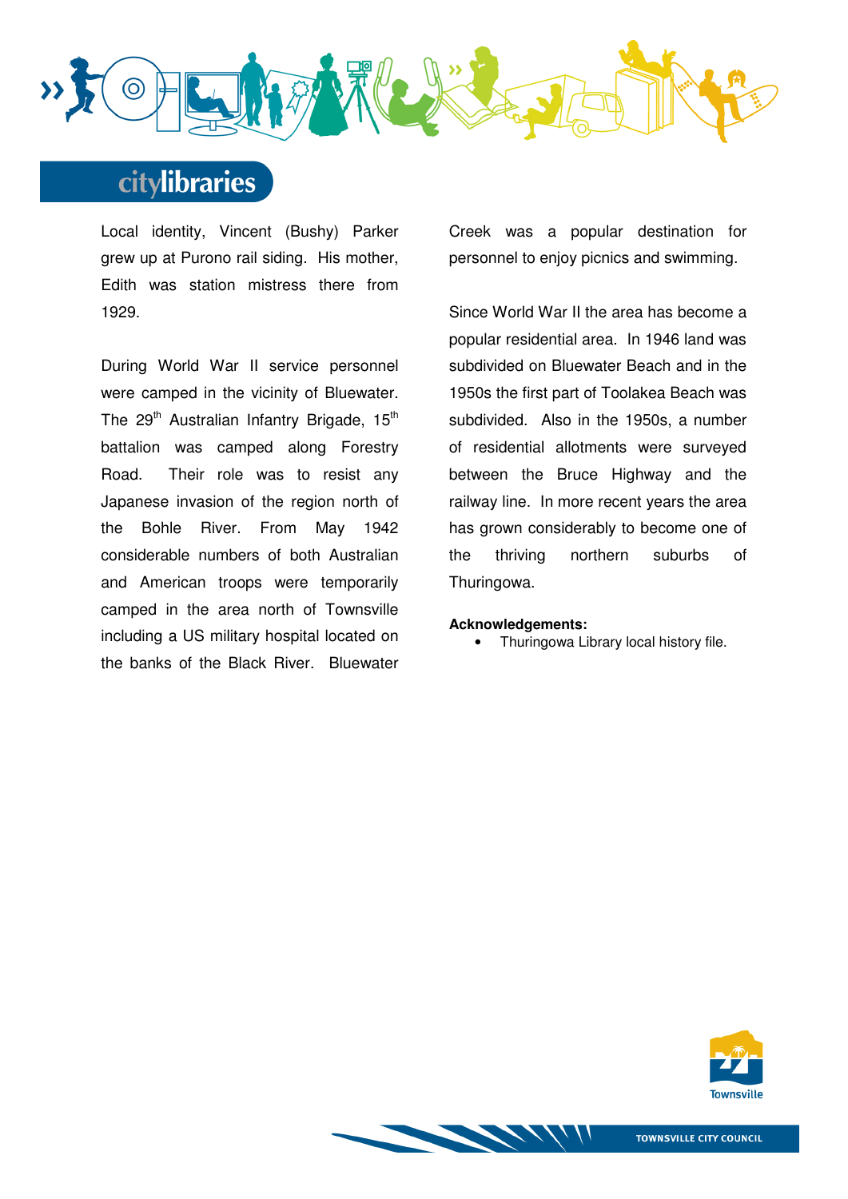Local identity, Vincent (Bushy) Parker grew up at Purono rail siding. His mother, Edith was station mistress there from 1929.

During World War II service personnel were camped in the vicinity of Bluewater. The 29th Australian Infantry Brigade, 15th battalion was camped along Forestry Road. Their role was to resist any Japanese invasion of the region north of the Bohle River. From May 1942 considerable numbers of both Australian and American troops were temporarily camped in the area north of Townsville including a US military hospital located on the banks of the Black River. Bluewater Creek was a popular destination for personnel to enjoy picnics and swimming.

Since World War II the area has become a popular residential area. In 1946 land was subdivided on Bluewater Beach and in the 1950s the first part of Toolakea Beach was subdivided. Also in the 1950s, a number of residential allotments were surveyed between the Bruce Highway and the railway line. In more recent years the area has grown considerably to become one of the thriving northern suburbs of Thuringowa.

**Acknowledgements:**

- Thuringowa Library local history file.